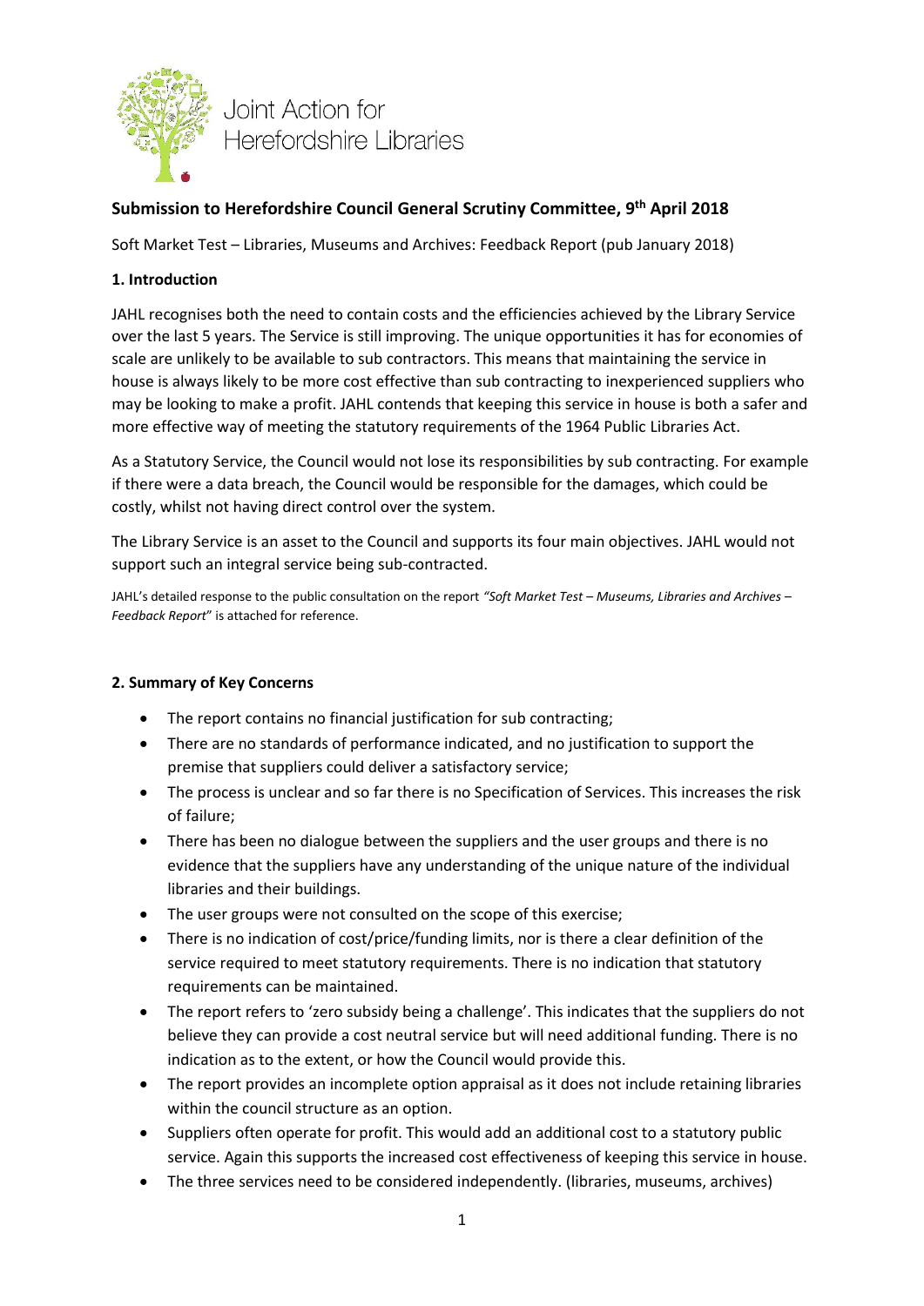Joint Action for Herefordshire Libraries

## Submission to Herefordshire Council General Scrutiny Committee, 9th April 2018

Soft Market Test – Libraries, Museums and Archives: Feedback Report (pub January 2018)

### 1. Introduction

JAHL recognises both the need to contain costs and the efficiencies achieved by the Library Service over the last 5 years. The Service is still improving. The unique opportunities it has for economies of scale are unlikely to be available to sub contractors. This means that maintaining the service in house is always likely to be more cost effective than sub contracting to inexperienced suppliers who may be looking to make a profit. JAHL contends that keeping this service in house is both a safer and more effective way of meeting the statutory requirements of the 1964 Public Libraries Act.

As a Statutory Service, the Council would not lose its responsibilities by sub contracting. For example if there were a data breach, the Council would be responsible for the damages, which could be costly, whilst not having direct control over the system.

The Library Service is an asset to the Council and supports its four main objectives. JAHL would not support such an integral service being sub-contracted.

JAHL's detailed response to the public consultation on the report *"Soft Market Test – Museums, Libraries and Archives – Feedback Report"* is attached for reference.

### 2. Summary of Key Concerns

- The report contains no financial justification for sub contracting;
- There are no standards of performance indicated, and no justification to support the premise that suppliers could deliver a satisfactory service;
- The process is unclear and so far there is no Specification of Services. This increases the risk of failure;
- There has been no dialogue between the suppliers and the user groups and there is no evidence that the suppliers have any understanding of the unique nature of the individual libraries and their buildings.
- The user groups were not consulted on the scope of this exercise;
- There is no indication of cost/price/funding limits, nor is there a clear definition of the service required to meet statutory requirements. There is no indication that statutory requirements can be maintained.
- The report refers to 'zero subsidy being a challenge'. This indicates that the suppliers do not believe they can provide a cost neutral service but will need additional funding. There is no indication as to the extent, or how the Council would provide this.
- The report provides an incomplete option appraisal as it does not include retaining libraries within the council structure as an option.
- Suppliers often operate for profit. This would add an additional cost to a statutory public service. Again this supports the increased cost effectiveness of keeping this service in house.
- The three services need to be considered independently. (libraries, museums, archives)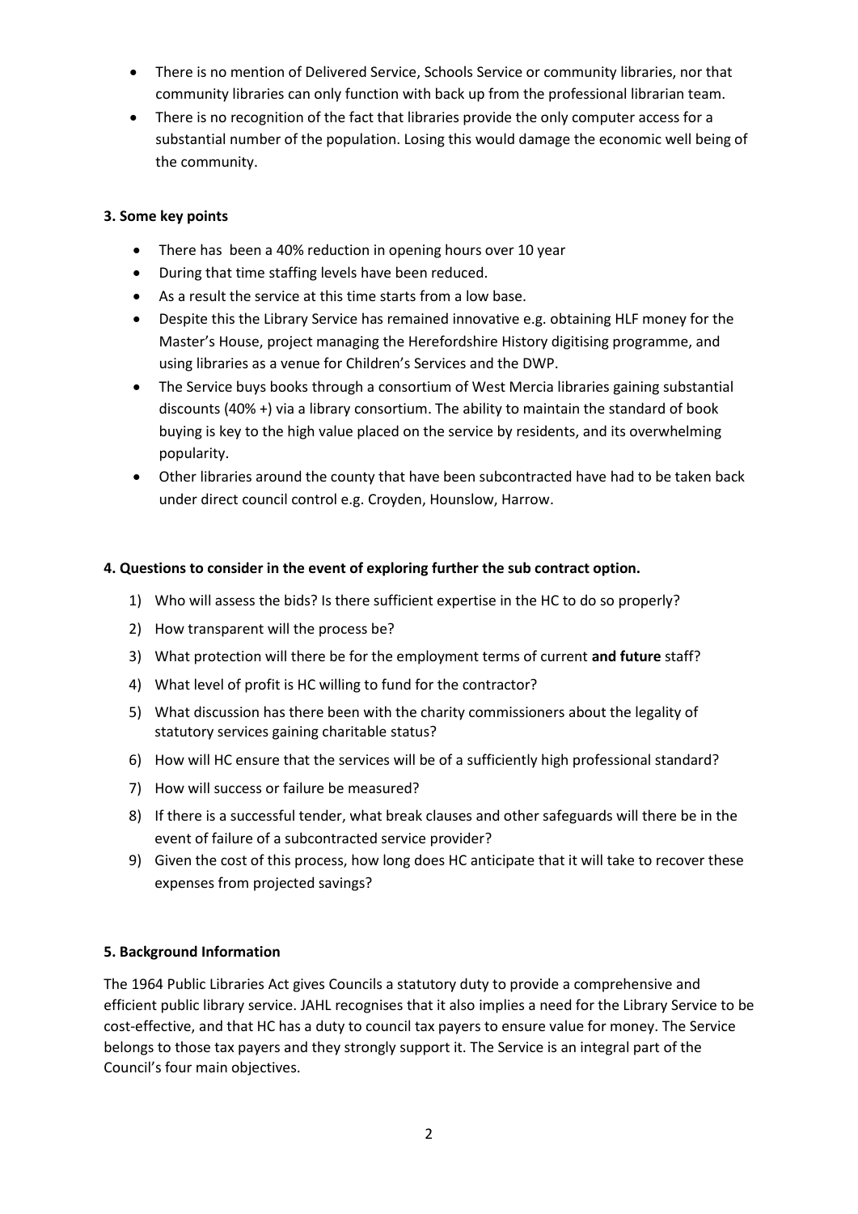- There is no mention of Delivered Service, Schools Service or community libraries, nor that community libraries can only function with back up from the professional librarian team.
- There is no recognition of the fact that libraries provide the only computer access for a substantial number of the population. Losing this would damage the economic well being of the community.

**3. Some key points**

- There has been a 40% reduction in opening hours over 10 year
- During that time staffing levels have been reduced.
- As a result the service at this time starts from a low base.
- Despite this the Library Service has remained innovative e.g. obtaining HLF money for the Master's House, project managing the Herefordshire History digitising programme, and using libraries as a venue for Children's Services and the DWP.
- The Service buys books through a consortium of West Mercia libraries gaining substantial discounts (40% +) via a library consortium. The ability to maintain the standard of book buying is key to the high value placed on the service by residents, and its overwhelming popularity.
- Other libraries around the county that have been subcontracted have had to be taken back under direct council control e.g. Croyden, Hounslow, Harrow.

**4. Questions to consider in the event of exploring further the sub contract option.**

1) Who will assess the bids? Is there sufficient expertise in the HC to do so properly?
2) How transparent will the process be?
3) What protection will there be for the employment terms of current **and future** staff?
4) What level of profit is HC willing to fund for the contractor?
5) What discussion has there been with the charity commissioners about the legality of statutory services gaining charitable status?
6) How will HC ensure that the services will be of a sufficiently high professional standard?
7) How will success or failure be measured?
8) If there is a successful tender, what break clauses and other safeguards will there be in the event of failure of a subcontracted service provider?
9) Given the cost of this process, how long does HC anticipate that it will take to recover these expenses from projected savings?

**5. Background Information**

The 1964 Public Libraries Act gives Councils a statutory duty to provide a comprehensive and efficient public library service. JAHL recognises that it also implies a need for the Library Service to be cost-effective, and that HC has a duty to council tax payers to ensure value for money. The Service belongs to those tax payers and they strongly support it. The Service is an integral part of the Council's four main objectives.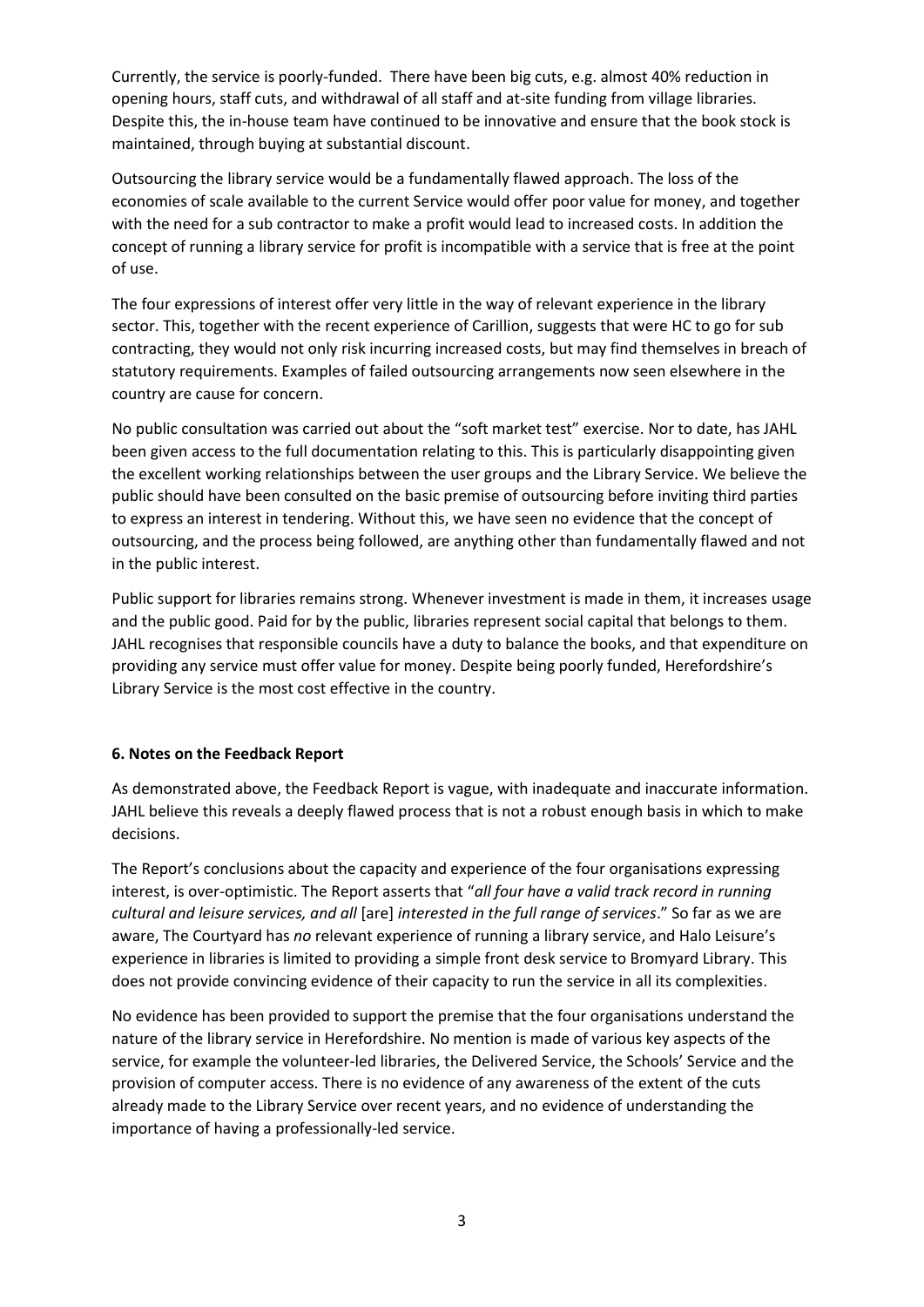Currently, the service is poorly-funded. There have been big cuts, e.g. almost 40% reduction in opening hours, staff cuts, and withdrawal of all staff and at-site funding from village libraries. Despite this, the in-house team have continued to be innovative and ensure that the book stock is maintained, through buying at substantial discount.

Outsourcing the library service would be a fundamentally flawed approach. The loss of the economies of scale available to the current Service would offer poor value for money, and together with the need for a sub contractor to make a profit would lead to increased costs. In addition the concept of running a library service for profit is incompatible with a service that is free at the point of use.

The four expressions of interest offer very little in the way of relevant experience in the library sector. This, together with the recent experience of Carillion, suggests that were HC to go for sub contracting, they would not only risk incurring increased costs, but may find themselves in breach of statutory requirements. Examples of failed outsourcing arrangements now seen elsewhere in the country are cause for concern.

No public consultation was carried out about the "soft market test" exercise. Nor to date, has JAHL been given access to the full documentation relating to this. This is particularly disappointing given the excellent working relationships between the user groups and the Library Service. We believe the public should have been consulted on the basic premise of outsourcing before inviting third parties to express an interest in tendering. Without this, we have seen no evidence that the concept of outsourcing, and the process being followed, are anything other than fundamentally flawed and not in the public interest.

Public support for libraries remains strong. Whenever investment is made in them, it increases usage and the public good. Paid for by the public, libraries represent social capital that belongs to them. JAHL recognises that responsible councils have a duty to balance the books, and that expenditure on providing any service must offer value for money. Despite being poorly funded, Herefordshire's Library Service is the most cost effective in the country.

**6. Notes on the Feedback Report**

As demonstrated above, the Feedback Report is vague, with inadequate and inaccurate information. JAHL believe this reveals a deeply flawed process that is not a robust enough basis in which to make decisions.

The Report's conclusions about the capacity and experience of the four organisations expressing interest, is over-optimistic. The Report asserts that "*all four have a valid track record in running cultural and leisure services, and all* [are] *interested in the full range of services*." So far as we are aware, The Courtyard has *no* relevant experience of running a library service, and Halo Leisure's experience in libraries is limited to providing a simple front desk service to Bromyard Library. This does not provide convincing evidence of their capacity to run the service in all its complexities.

No evidence has been provided to support the premise that the four organisations understand the nature of the library service in Herefordshire. No mention is made of various key aspects of the service, for example the volunteer-led libraries, the Delivered Service, the Schools' Service and the provision of computer access. There is no evidence of any awareness of the extent of the cuts already made to the Library Service over recent years, and no evidence of understanding the importance of having a professionally-led service.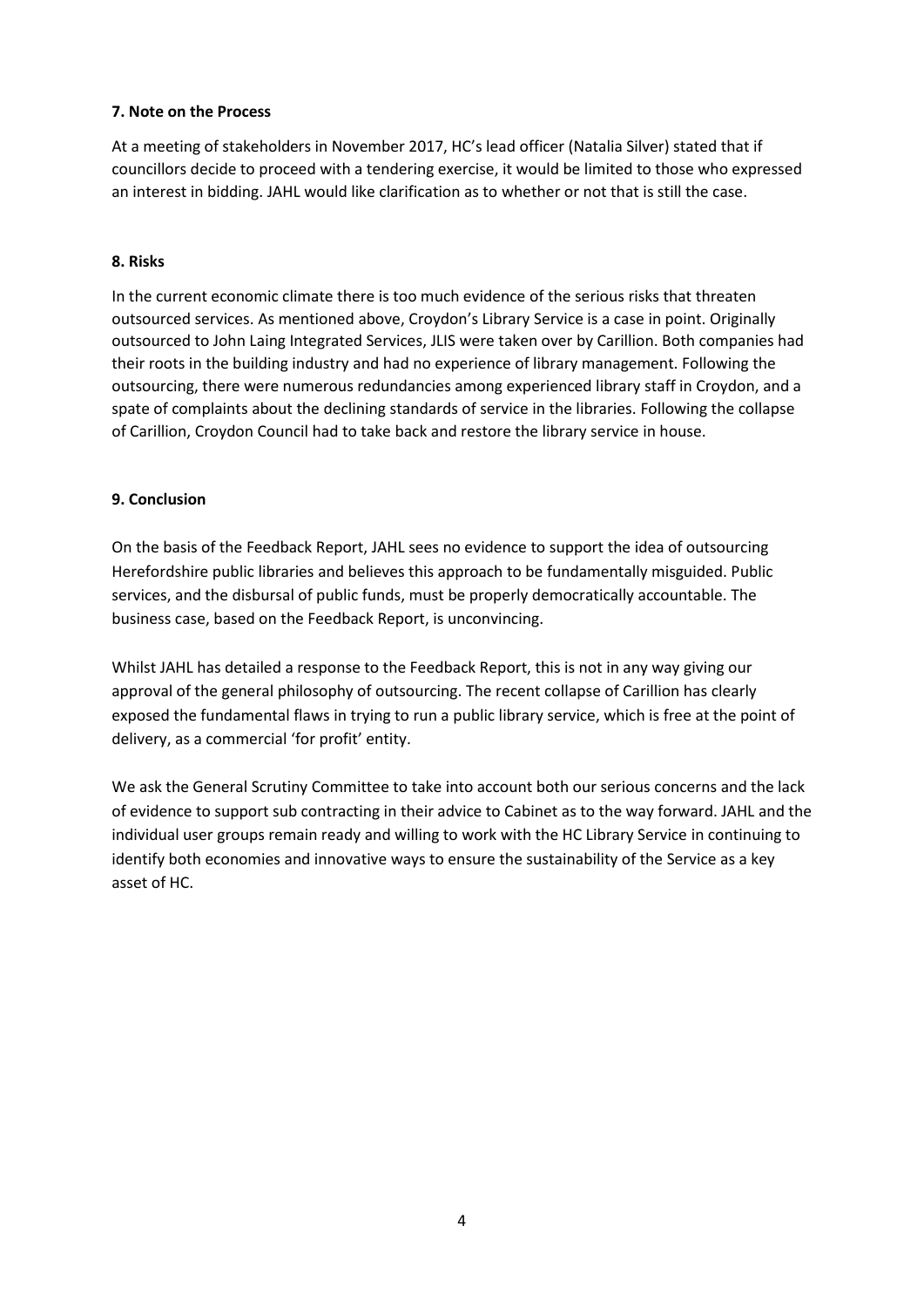**7. Note on the Process**

At a meeting of stakeholders in November 2017, HC's lead officer (Natalia Silver) stated that if councillors decide to proceed with a tendering exercise, it would be limited to those who expressed an interest in bidding. JAHL would like clarification as to whether or not that is still the case.

**8. Risks**

In the current economic climate there is too much evidence of the serious risks that threaten outsourced services. As mentioned above, Croydon's Library Service is a case in point. Originally outsourced to John Laing Integrated Services, JLIS were taken over by Carillion. Both companies had their roots in the building industry and had no experience of library management. Following the outsourcing, there were numerous redundancies among experienced library staff in Croydon, and a spate of complaints about the declining standards of service in the libraries. Following the collapse of Carillion, Croydon Council had to take back and restore the library service in house.

**9. Conclusion**

On the basis of the Feedback Report, JAHL sees no evidence to support the idea of outsourcing Herefordshire public libraries and believes this approach to be fundamentally misguided. Public services, and the disbursal of public funds, must be properly democratically accountable. The business case, based on the Feedback Report, is unconvincing.

Whilst JAHL has detailed a response to the Feedback Report, this is not in any way giving our approval of the general philosophy of outsourcing. The recent collapse of Carillion has clearly exposed the fundamental flaws in trying to run a public library service, which is free at the point of delivery, as a commercial 'for profit' entity.

We ask the General Scrutiny Committee to take into account both our serious concerns and the lack of evidence to support sub contracting in their advice to Cabinet as to the way forward. JAHL and the individual user groups remain ready and willing to work with the HC Library Service in continuing to identify both economies and innovative ways to ensure the sustainability of the Service as a key asset of HC.